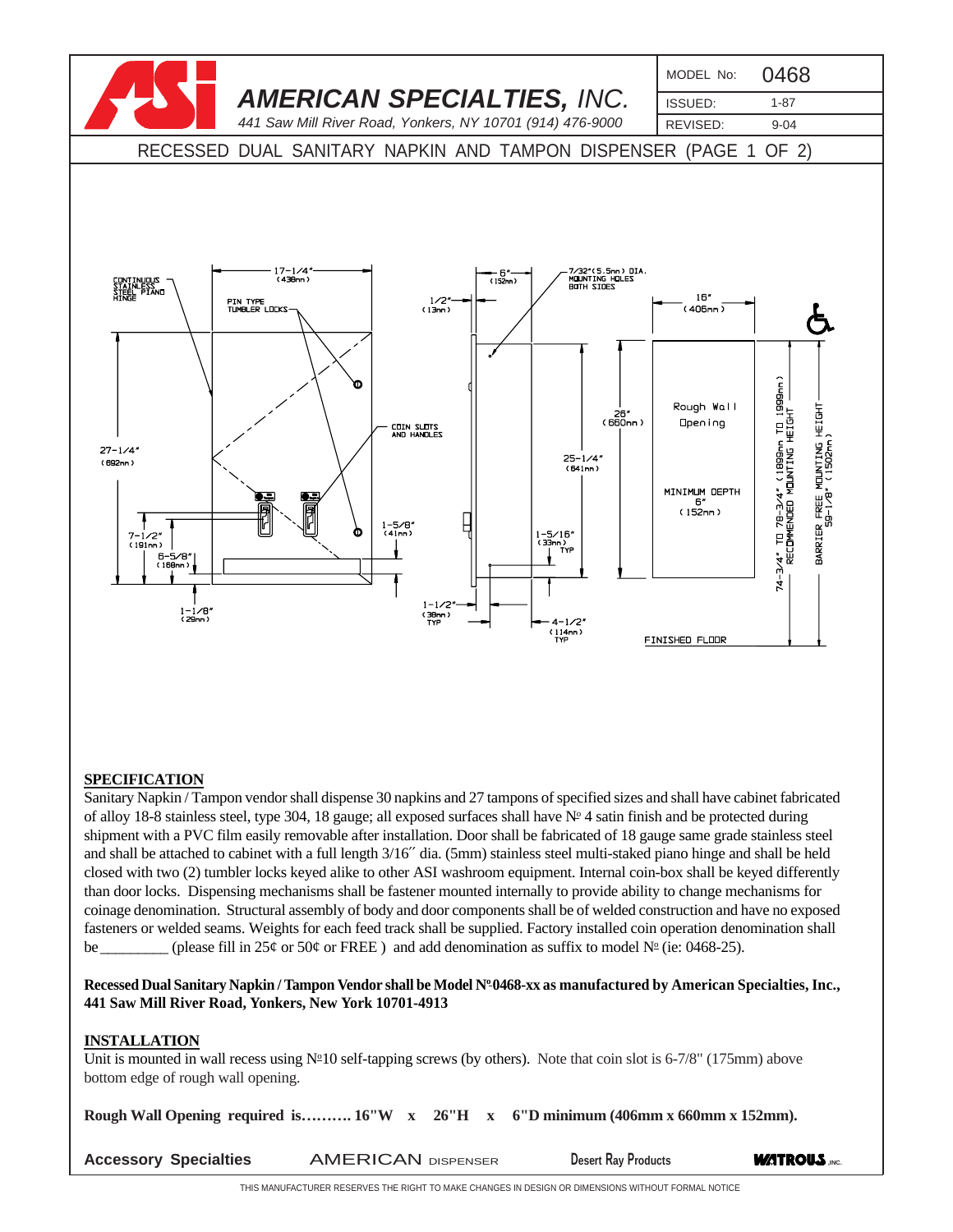# AMERICAN SPECIALTIES, INC.

*441 Saw Mill River Road, Yonkers, NY 10701 (914) 476-9000*

| MODEL No: | 0468 |
|---|---|
| ISSUED: | 1-87 |
| REVISED: | 9-04 |

## RECESSED DUAL SANITARY NAPKIN AND TAMPON DISPENSER (PAGE 1 OF 2)

CONTINUOUS STAINLESS STEEL PIANO HINGE

PIN TYPE TUMBLER LOCKS

COIN SLOTS AND HANDLES

17-1/4" (438mm)

27-1/4" (692mm)

7-1/2" (191mm)

6-5/8" (168mm)

1-1/8" (29mm)

1-5/8" (41mm)

6" (152mm)

1/2" (13mm)

7/32" (5.5mm) DIA. MOUNTING HOLES BOTH SIDES

26" (660mm)

25-1/4" (641mm)

1-5/16" (33mm) TYP

1-1/2" (38mm) TYP

4-1/2" (114mm) TYP

16" (406mm)

Rough Wall Opening

MINIMUM DEPTH 6" (152mm)

74-3/4" TO 78-3/4" (1899mm TO 1999mm) RECOMMENDED MOUNTING HEIGHT

BARRIER FREE MOUNTING HEIGHT 59-1/8" (1502mm)

FINISHED FLOOR

**SPECIFICATION**

Sanitary Napkin / Tampon vendor shall dispense 30 napkins and 27 tampons of specified sizes and shall have cabinet fabricated of alloy 18-8 stainless steel, type 304, 18 gauge; all exposed surfaces shall have № 4 satin finish and be protected during shipment with a PVC film easily removable after installation. Door shall be fabricated of 18 gauge same grade stainless steel and shall be attached to cabinet with a full length 3/16″ dia. (5mm) stainless steel multi-staked piano hinge and shall be held closed with two (2) tumbler locks keyed alike to other ASI washroom equipment. Internal coin-box shall be keyed differently than door locks. Dispensing mechanisms shall be fastener mounted internally to provide ability to change mechanisms for coinage denomination. Structural assembly of body and door components shall be of welded construction and have no exposed fasteners or welded seams. Weights for each feed track shall be supplied. Factory installed coin operation denomination shall be_________ (please fill in 25¢ or 50¢ or FREE ) and add denomination as suffix to model № (ie: 0468-25).

**Recessed Dual Sanitary Napkin / Tampon Vendor shall be Model №0468-xx as manufactured by American Specialties, Inc., 441 Saw Mill River Road, Yonkers, New York 10701-4913**

**INSTALLATION**

Unit is mounted in wall recess using №10 self-tapping screws (by others). Note that coin slot is 6-7/8" (175mm) above bottom edge of rough wall opening.

**Rough Wall Opening required is………. 16"W x 26"H x 6"D minimum (406mm x 660mm x 152mm).**

**Accessory Specialties** AMERICAN DISPENSER Desert Ray Products WATROUS INC.

THIS MANUFACTURER RESERVES THE RIGHT TO MAKE CHANGES IN DESIGN OR DIMENSIONS WITHOUT FORMAL NOTICE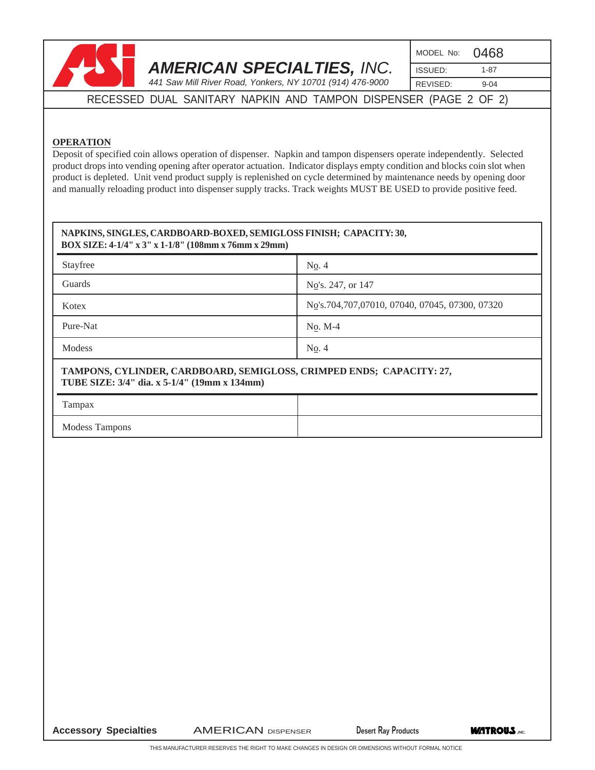# AMERICAN SPECIALTIES, INC.

*441 Saw Mill River Road, Yonkers, NY 10701 (914) 476-9000*

| | |
|---|---|
| MODEL No: | 0468 |
| ISSUED: | 1-87 |
| REVISED: | 9-04 |

## RECESSED DUAL SANITARY NAPKIN AND TAMPON DISPENSER (PAGE 2 OF 2)

### OPERATION

Deposit of specified coin allows operation of dispenser. Napkin and tampon dispensers operate independently. Selected product drops into vending opening after operator actuation. Indicator displays empty condition and blocks coin slot when product is depleted. Unit vend product supply is replenished on cycle determined by maintenance needs by opening door and manually reloading product into dispenser supply tracks. Track weights MUST BE USED to provide positive feed.

| **NAPKINS, SINGLES, CARDBOARD-BOXED, SEMIGLOSS FINISH; CAPACITY: 30, BOX SIZE: 4-1/4" x 3" x 1-1/8" (108mm x 76mm x 29mm)** | |
|---|---|
| Stayfree | No. 4 |
| Guards | No's. 247, or 147 |
| Kotex | No's.704,707,07010, 07040, 07045, 07300, 07320 |
| Pure-Nat | No. M-4 |
| Modess | No. 4 |
| **TAMPONS, CYLINDER, CARDBOARD, SEMIGLOSS, CRIMPED ENDS; CAPACITY: 27, TUBE SIZE: 3/4" dia. x 5-1/4" (19mm x 134mm)** | |
| Tampax | |
| Modess Tampons | |

**Accessory Specialties** AMERICAN DISPENSER Desert Ray Products WATROUS, INC.

THIS MANUFACTURER RESERVES THE RIGHT TO MAKE CHANGES IN DESIGN OR DIMENSIONS WITHOUT FORMAL NOTICE